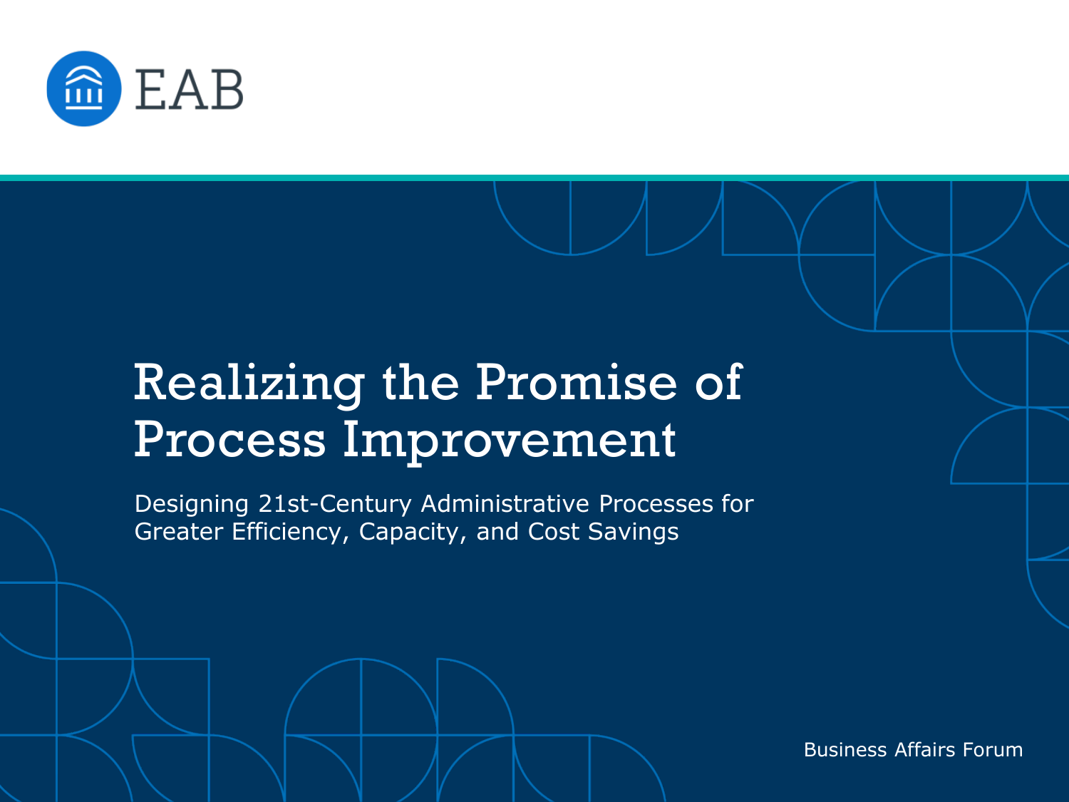EAB

# Realizing the Promise of Process Improvement

Designing 21st-Century Administrative Processes for Greater Efficiency, Capacity, and Cost Savings

Business Affairs Forum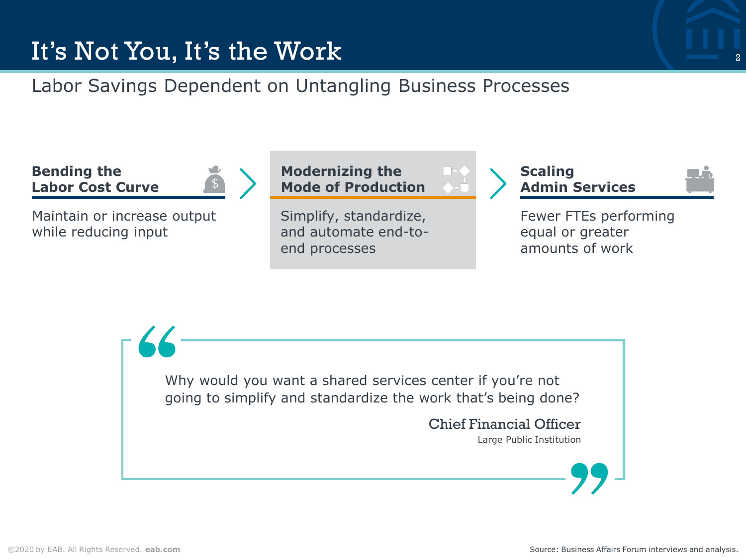# It's Not You, It's the Work

## Labor Savings Dependent on Untangling Business Processes

**Bending the Labor Cost Curve**

Maintain or increase output while reducing input

**Modernizing the Mode of Production**

Simplify, standardize, and automate end-to-end processes

**Scaling Admin Services**

Fewer FTEs performing equal or greater amounts of work

> Why would you want a shared services center if you're not going to simplify and standardize the work that's being done?
>
> Chief Financial Officer
> Large Public Institution

©2020 by EAB. All Rights Reserved. **eab.com**

Source: Business Affairs Forum interviews and analysis.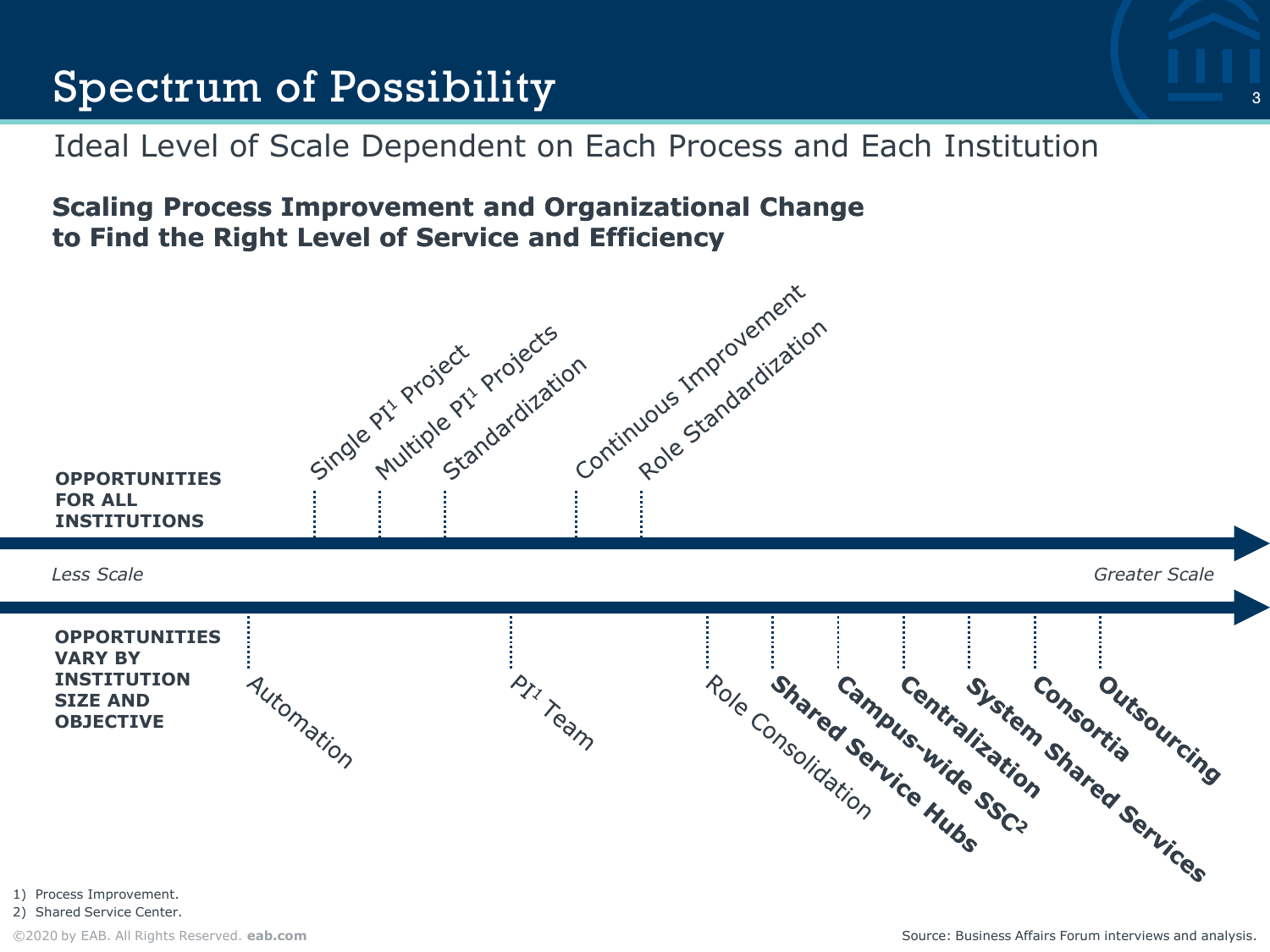# Spectrum of Possibility

Ideal Level of Scale Dependent on Each Process and Each Institution

**Scaling Process Improvement and Organizational Change to Find the Right Level of Service and Efficiency**

**OPPORTUNITIES FOR ALL INSTITUTIONS**

- Single PI[1] Project
- Multiple PI[1] Projects
- Standardization
- Continuous Improvement
- Role Standardization

*Less Scale* → *Greater Scale*

**OPPORTUNITIES VARY BY INSTITUTION SIZE AND OBJECTIVE**

- Automation
- PI[1] Team
- Role Consolidation
- **Shared Service Hubs**
- **Campus-wide SSC[2]**
- **Centralization**
- **System Shared Services**
- **Consortia**
- **Outsourcing**

1) Process Improvement.
2) Shared Service Center.

©2020 by EAB. All Rights Reserved. **eab.com**

Source: Business Affairs Forum interviews and analysis.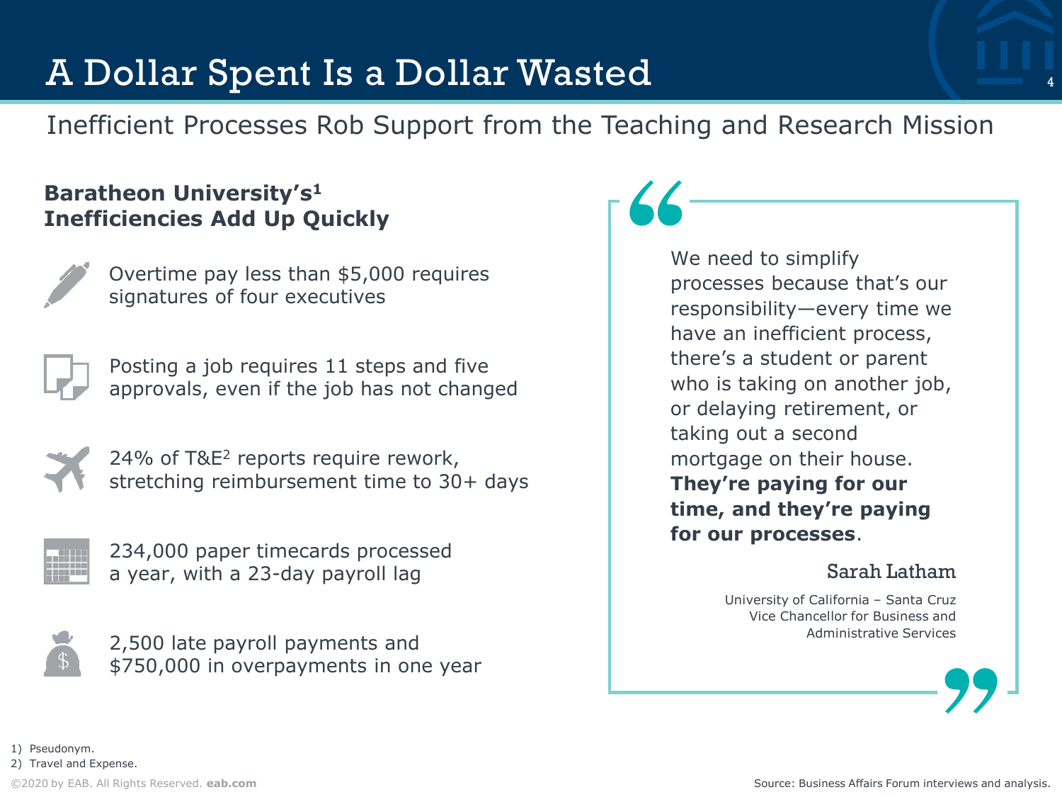# A Dollar Spent Is a Dollar Wasted

## Inefficient Processes Rob Support from the Teaching and Research Mission

**Baratheon University's[1] Inefficiencies Add Up Quickly**

- Overtime pay less than $5,000 requires signatures of four executives
- Posting a job requires 11 steps and five approvals, even if the job has not changed
- 24% of T&E[2] reports require rework, stretching reimbursement time to 30+ days
- 234,000 paper timecards processed a year, with a 23-day payroll lag
- 2,500 late payroll payments and $750,000 in overpayments in one year

> We need to simplify processes because that's our responsibility—every time we have an inefficient process, there's a student or parent who is taking on another job, or delaying retirement, or taking out a second mortgage on their house. **They're paying for our time, and they're paying for our processes**.
>
> Sarah Latham
>
> University of California – Santa Cruz
> Vice Chancellor for Business and Administrative Services

1) Pseudonym.
2) Travel and Expense.

©2020 by EAB. All Rights Reserved. **eab.com**

Source: Business Affairs Forum interviews and analysis.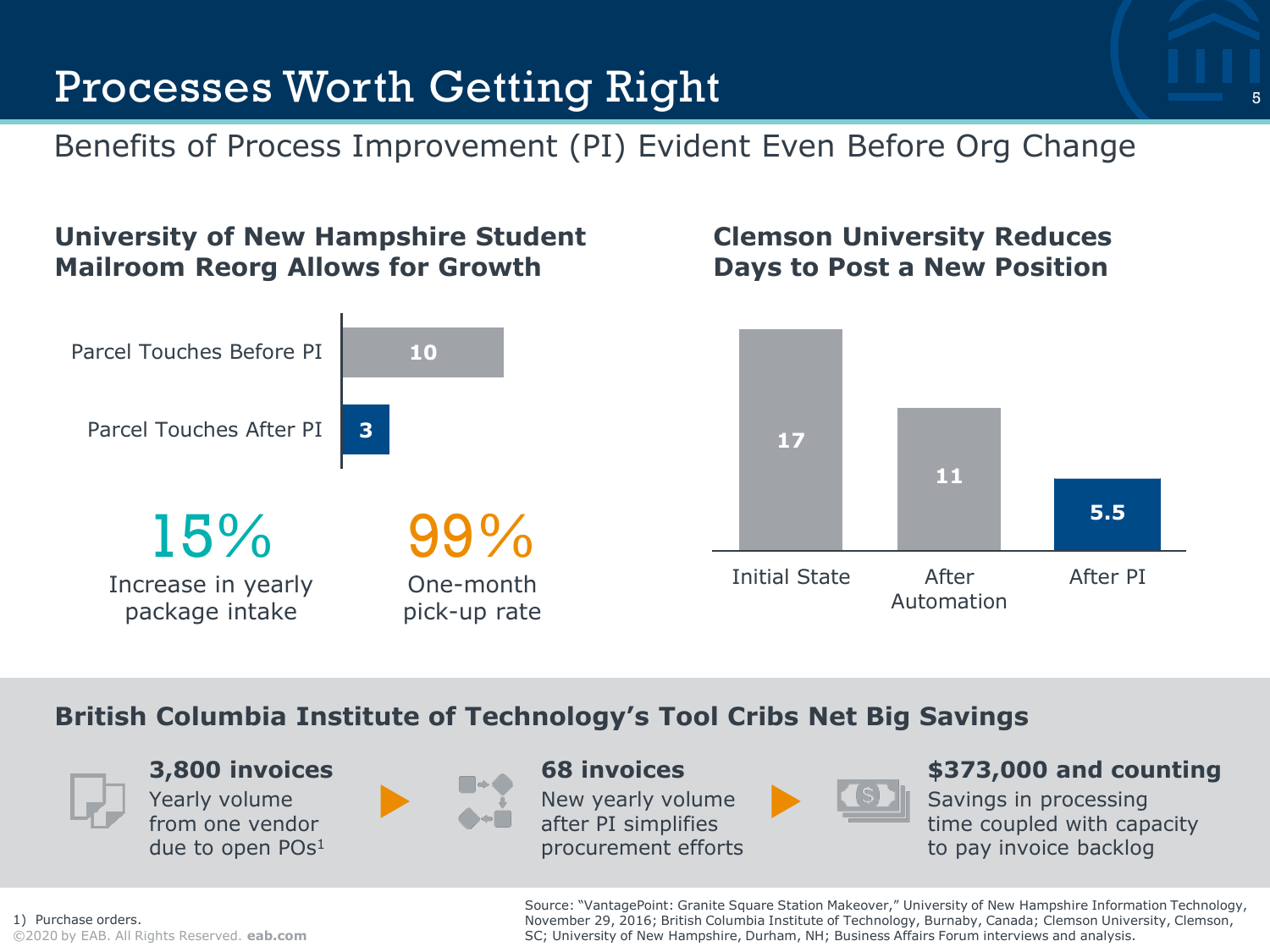# Processes Worth Getting Right

## Benefits of Process Improvement (PI) Evident Even Before Org Change

### University of New Hampshire Student Mailroom Reorg Allows for Growth

| | |
|---|---|
| Parcel Touches Before PI | 10 |
| Parcel Touches After PI | 3 |

**15%** Increase in yearly package intake

**99%** One-month pick-up rate

### Clemson University Reduces Days to Post a New Position

| Initial State | After Automation | After PI |
|---|---|---|
| 17 | 11 | 5.5 |

### British Columbia Institute of Technology's Tool Cribs Net Big Savings

**3,800 invoices**
Yearly volume from one vendor due to open POs[1]

**68 invoices**
New yearly volume after PI simplifies procurement efforts

**$373,000 and counting**
Savings in processing time coupled with capacity to pay invoice backlog

1) Purchase orders.

Source: "VantagePoint: Granite Square Station Makeover," University of New Hampshire Information Technology, November 29, 2016; British Columbia Institute of Technology, Burnaby, Canada; Clemson University, Clemson, SC; University of New Hampshire, Durham, NH; Business Affairs Forum interviews and analysis.

©2020 by EAB. All Rights Reserved. eab.com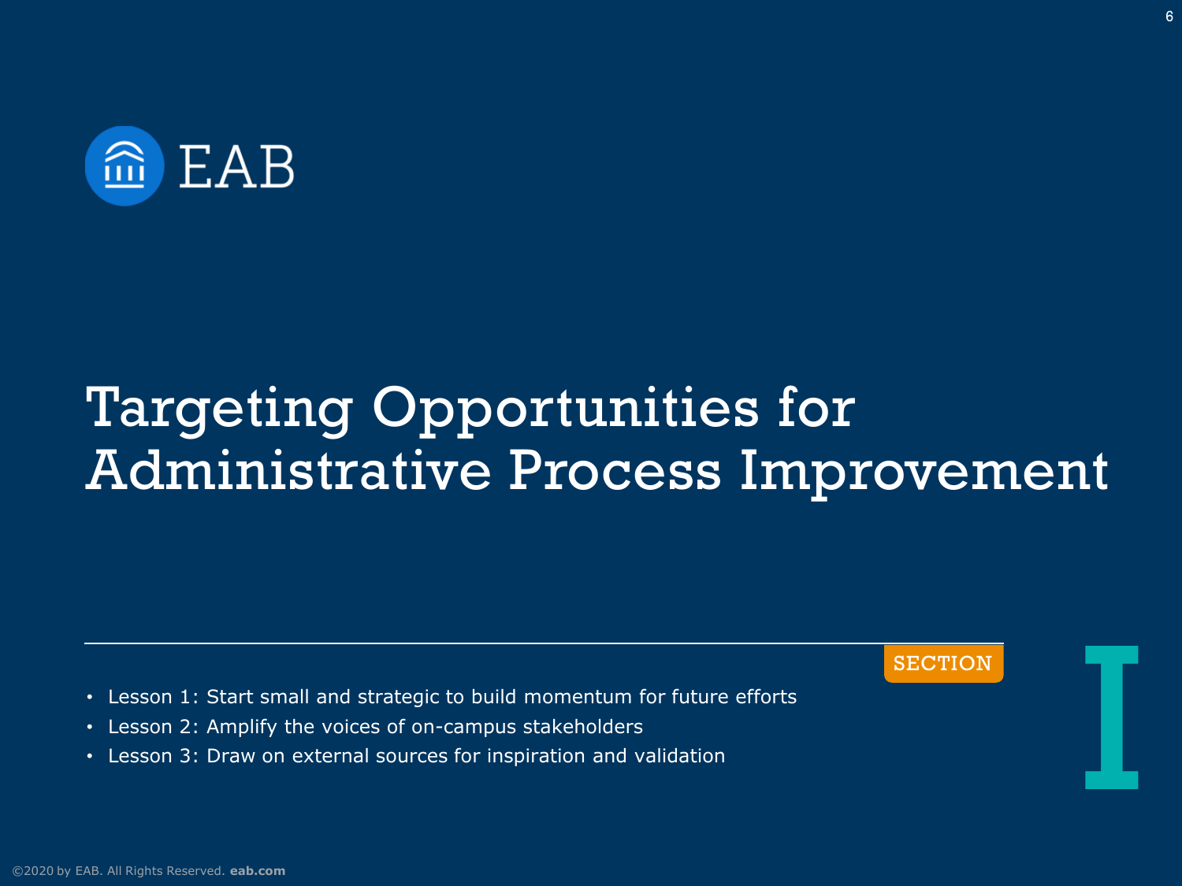EAB

# Targeting Opportunities for Administrative Process Improvement

SECTION I

- Lesson 1: Start small and strategic to build momentum for future efforts
- Lesson 2: Amplify the voices of on-campus stakeholders
- Lesson 3: Draw on external sources for inspiration and validation

©2020 by EAB. All Rights Reserved. **eab.com**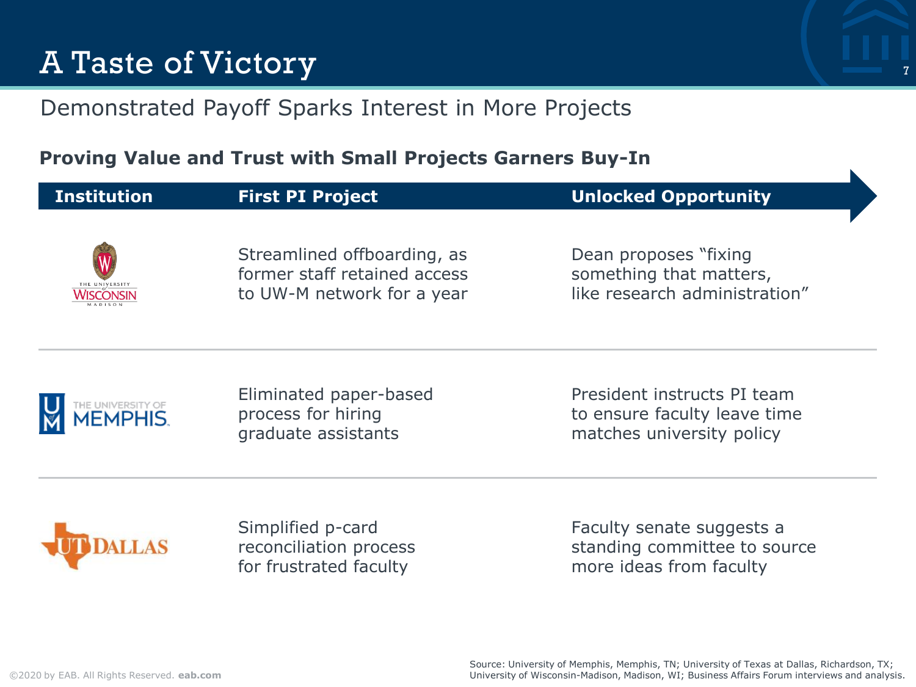# A Taste of Victory

## Demonstrated Payoff Sparks Interest in More Projects

### Proving Value and Trust with Small Projects Garners Buy-In

| Institution | First PI Project | Unlocked Opportunity |
|---|---|---|
| The University of Wisconsin–Madison | Streamlined offboarding, as former staff retained access to UW-M network for a year | Dean proposes "fixing something that matters, like research administration" |
| The University of Memphis | Eliminated paper-based process for hiring graduate assistants | President instructs PI team to ensure faculty leave time matches university policy |
| UT Dallas | Simplified p-card reconciliation process for frustrated faculty | Faculty senate suggests a standing committee to source more ideas from faculty |

Source: University of Memphis, Memphis, TN; University of Texas at Dallas, Richardson, TX; University of Wisconsin-Madison, Madison, WI; Business Affairs Forum interviews and analysis.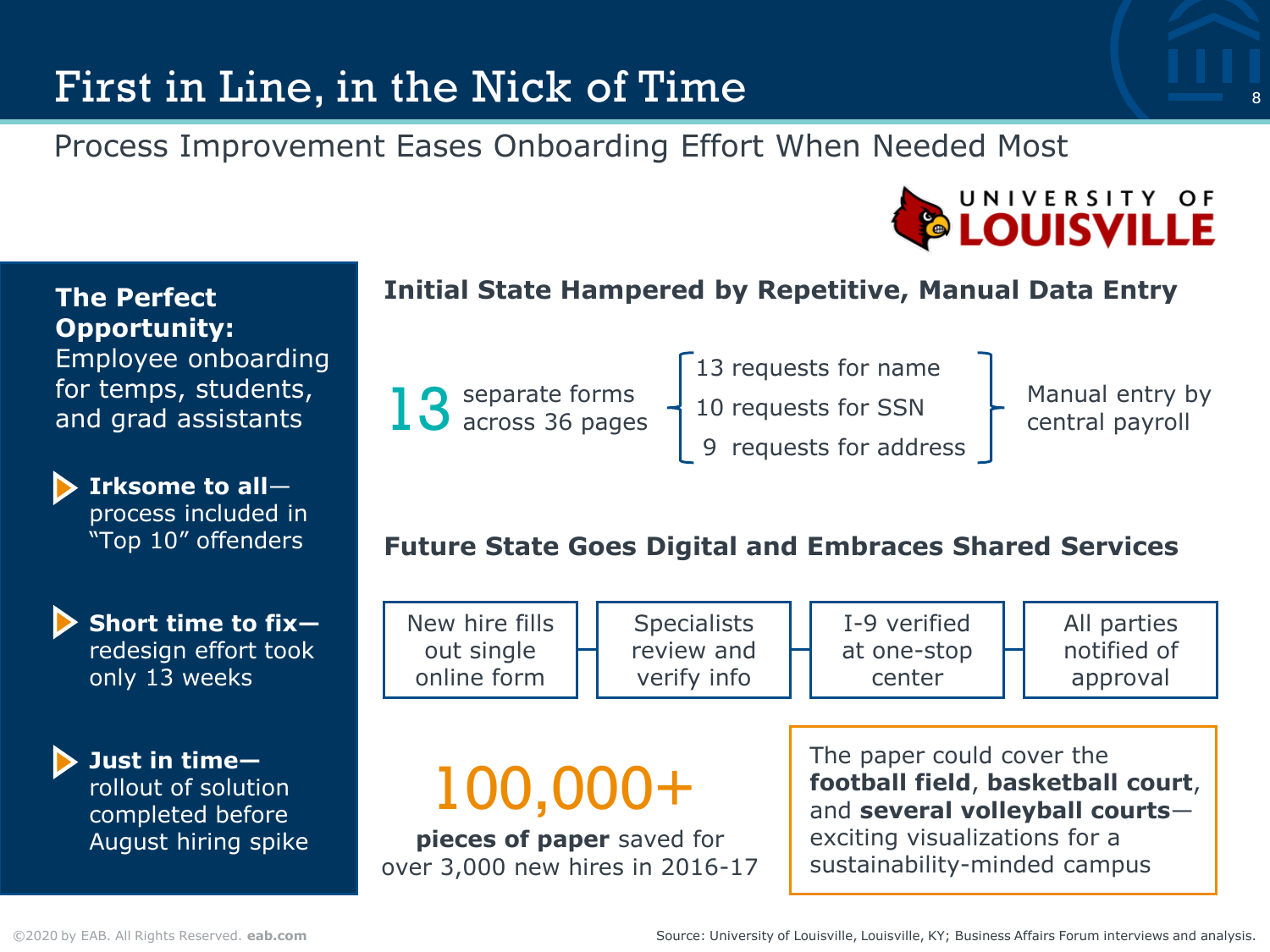# First in Line, in the Nick of Time

Process Improvement Eases Onboarding Effort When Needed Most

UNIVERSITY OF LOUISVILLE

**The Perfect Opportunity:** Employee onboarding for temps, students, and grad assistants

- **Irksome to all**—process included in "Top 10" offenders
- **Short time to fix**—redesign effort took only 13 weeks
- **Just in time**—rollout of solution completed before August hiring spike

## Initial State Hampered by Repetitive, Manual Data Entry

**13** separate forms across 36 pages

- 13 requests for name
- 10 requests for SSN
- 9 requests for address

Manual entry by central payroll

## Future State Goes Digital and Embraces Shared Services

New hire fills out single online form → Specialists review and verify info → I-9 verified at one-stop center → All parties notified of approval

**100,000+**

**pieces of paper** saved for over 3,000 new hires in 2016-17

The paper could cover the **football field**, **basketball court**, and **several volleyball courts**—exciting visualizations for a sustainability-minded campus

Source: University of Louisville, Louisville, KY; Business Affairs Forum interviews and analysis.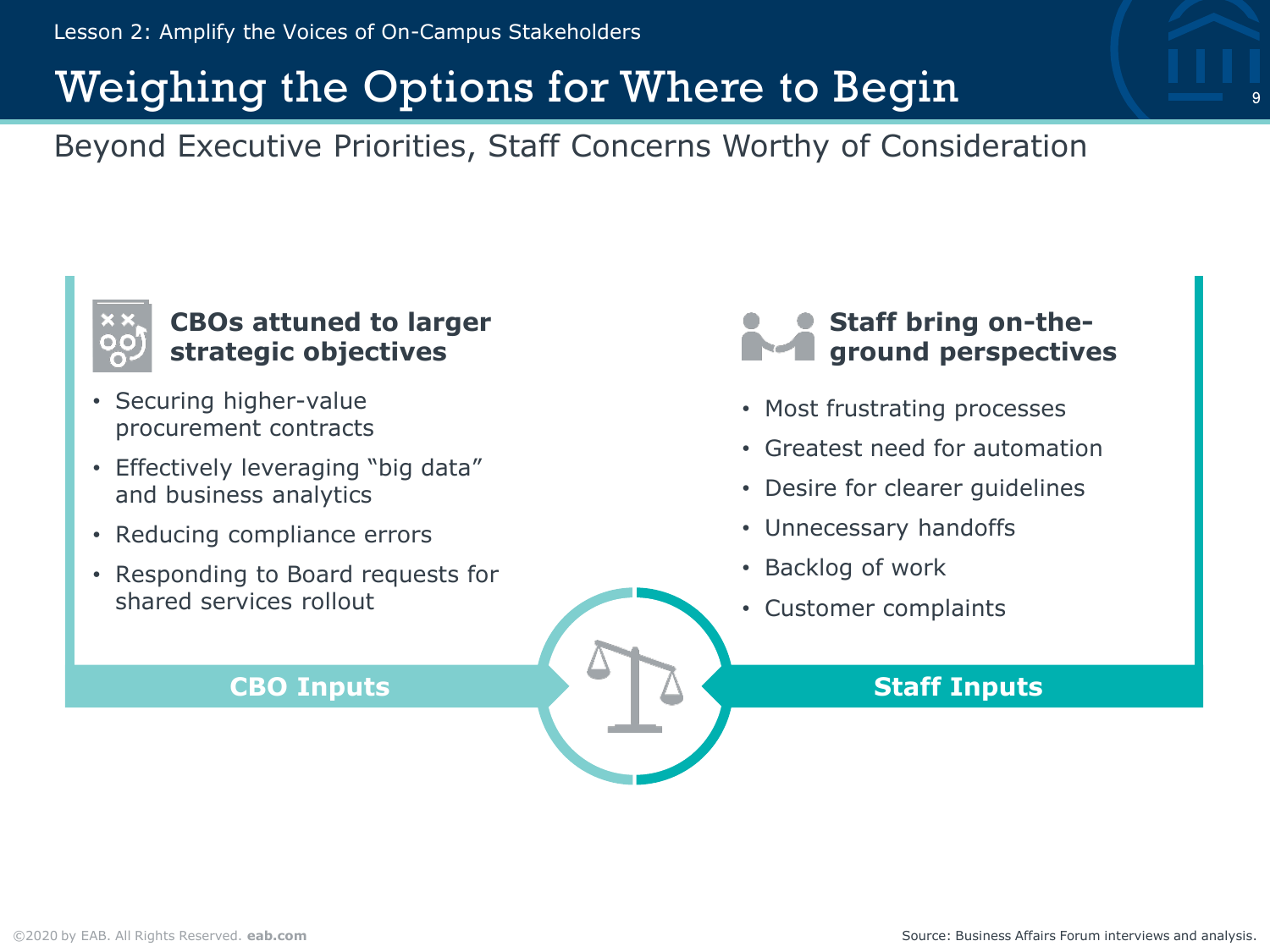Lesson 2: Amplify the Voices of On-Campus Stakeholders

# Weighing the Options for Where to Begin

## Beyond Executive Priorities, Staff Concerns Worthy of Consideration

### CBOs attuned to larger strategic objectives

- Securing higher-value procurement contracts
- Effectively leveraging "big data" and business analytics
- Reducing compliance errors
- Responding to Board requests for shared services rollout

**CBO Inputs**

### Staff bring on-the-ground perspectives

- Most frustrating processes
- Greatest need for automation
- Desire for clearer guidelines
- Unnecessary handoffs
- Backlog of work
- Customer complaints

**Staff Inputs**

Source: Business Affairs Forum interviews and analysis.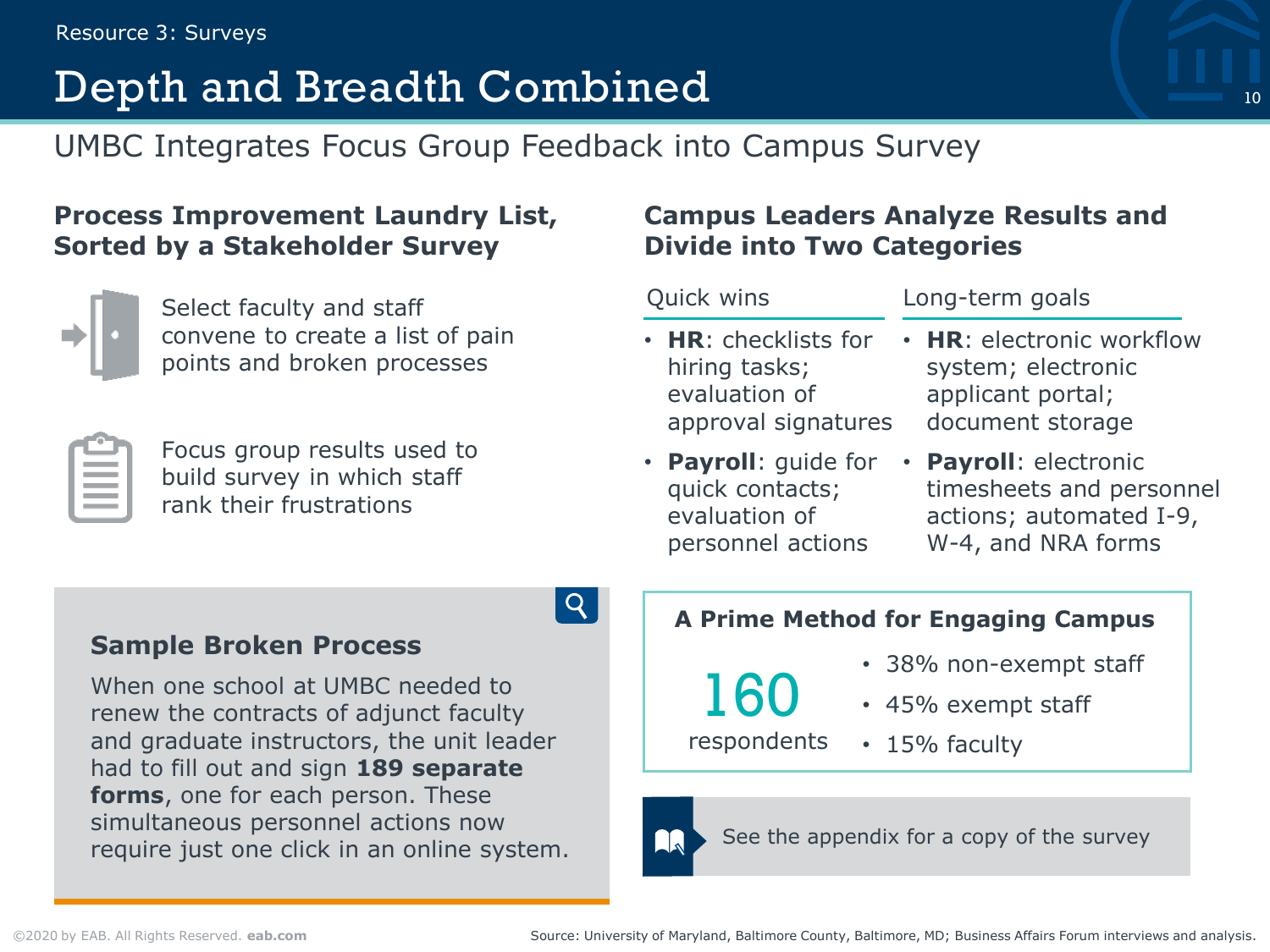Resource 3: Surveys

# Depth and Breadth Combined

## UMBC Integrates Focus Group Feedback into Campus Survey

### Process Improvement Laundry List, Sorted by a Stakeholder Survey

Select faculty and staff convene to create a list of pain points and broken processes

Focus group results used to build survey in which staff rank their frustrations

### Sample Broken Process

When one school at UMBC needed to renew the contracts of adjunct faculty and graduate instructors, the unit leader had to fill out and sign **189 separate forms**, one for each person. These simultaneous personnel actions now require just one click in an online system.

### Campus Leaders Analyze Results and Divide into Two Categories

| Quick wins | Long-term goals |
| --- | --- |
| **HR**: checklists for hiring tasks; evaluation of approval signatures | **HR**: electronic workflow system; electronic applicant portal; document storage |
| **Payroll**: guide for quick contacts; evaluation of personnel actions | **Payroll**: electronic timesheets and personnel actions; automated I-9, W-4, and NRA forms |

### A Prime Method for Engaging Campus

**160** respondents

- 38% non-exempt staff
- 45% exempt staff
- 15% faculty

See the appendix for a copy of the survey

©2020 by EAB. All Rights Reserved. eab.com

Source: University of Maryland, Baltimore County, Baltimore, MD; Business Affairs Forum interviews and analysis.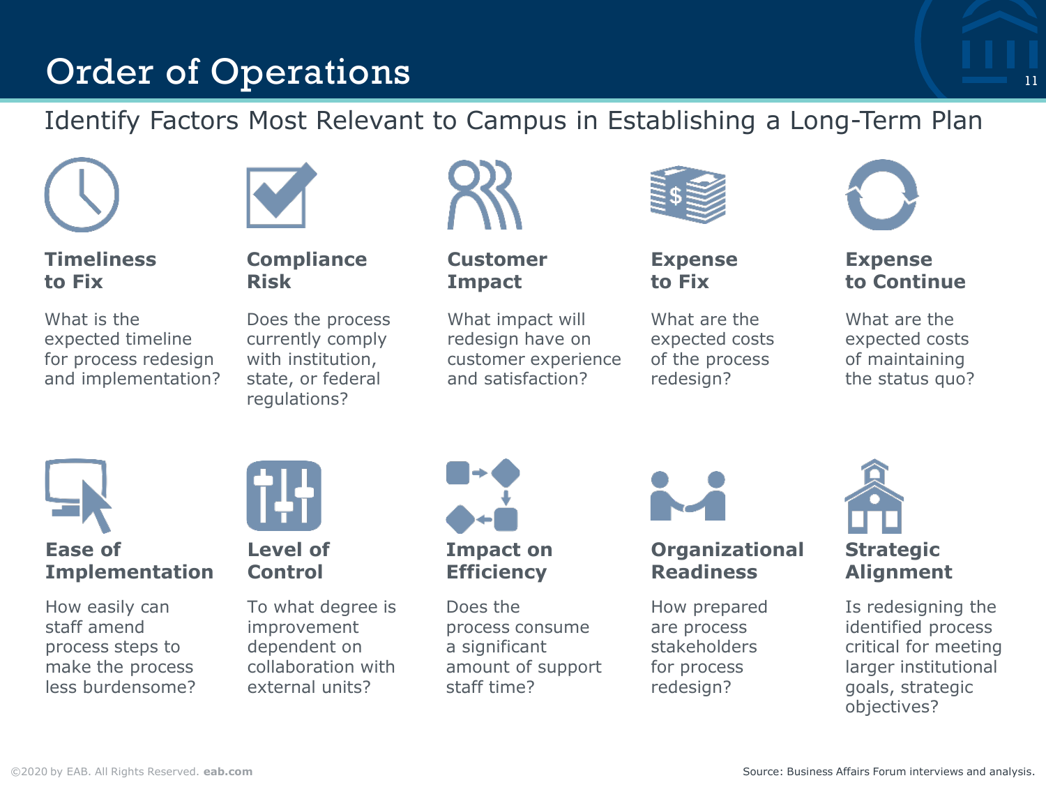# Order of Operations

## Identify Factors Most Relevant to Campus in Establishing a Long-Term Plan

**Timeliness to Fix**

What is the expected timeline for process redesign and implementation?

**Compliance Risk**

Does the process currently comply with institution, state, or federal regulations?

**Customer Impact**

What impact will redesign have on customer experience and satisfaction?

**Expense to Fix**

What are the expected costs of the process redesign?

**Expense to Continue**

What are the expected costs of maintaining the status quo?

**Ease of Implementation**

How easily can staff amend process steps to make the process less burdensome?

**Level of Control**

To what degree is improvement dependent on collaboration with external units?

**Impact on Efficiency**

Does the process consume a significant amount of support staff time?

**Organizational Readiness**

How prepared are process stakeholders for process redesign?

**Strategic Alignment**

Is redesigning the identified process critical for meeting larger institutional goals, strategic objectives?

Source: Business Affairs Forum interviews and analysis.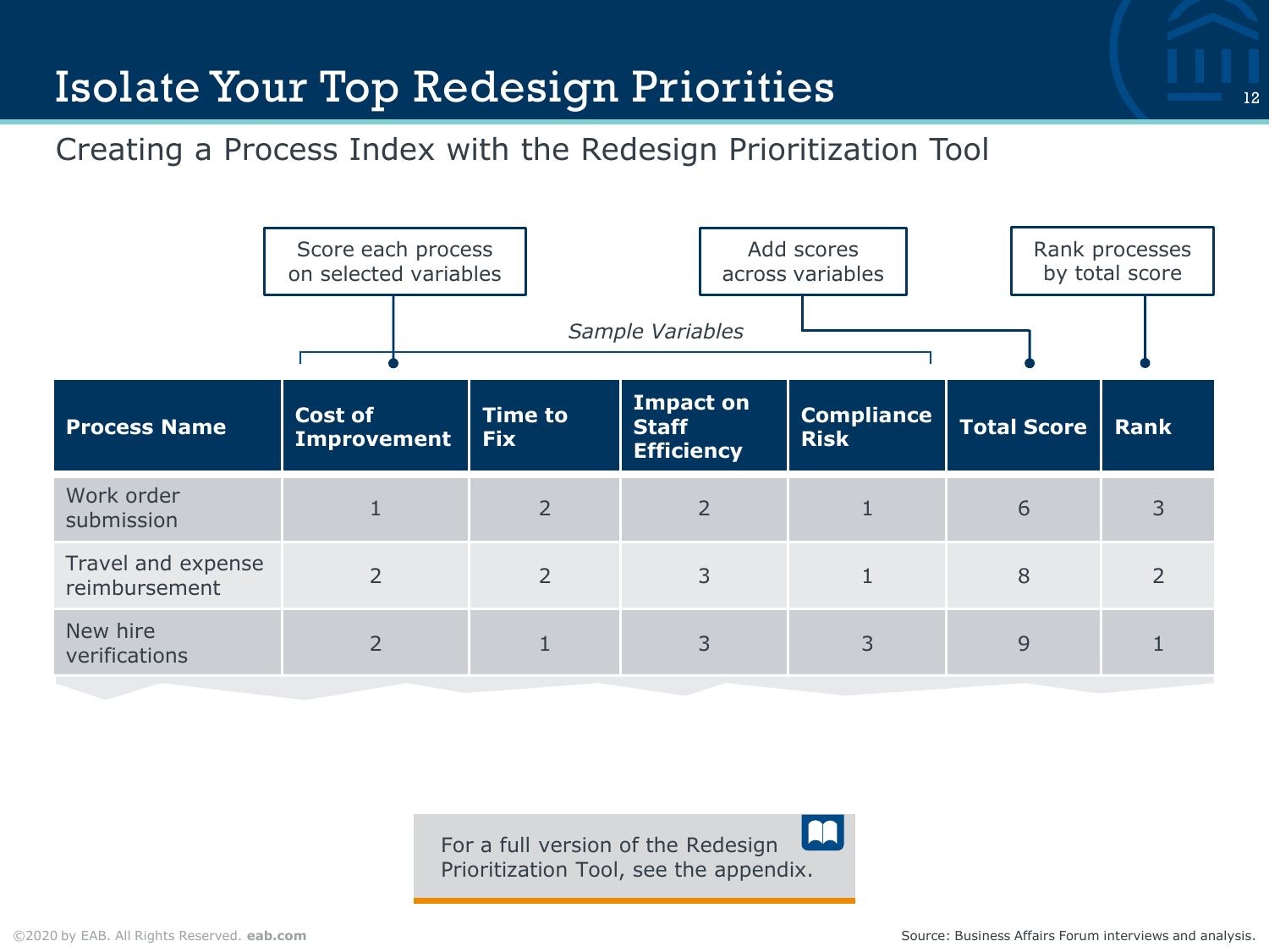# Isolate Your Top Redesign Priorities

## Creating a Process Index with the Redesign Prioritization Tool

Score each process on selected variables

Add scores across variables

Rank processes by total score

*Sample Variables*

| Process Name | Cost of Improvement | Time to Fix | Impact on Staff Efficiency | Compliance Risk | Total Score | Rank |
|---|---|---|---|---|---|---|
| Work order submission | 1 | 2 | 2 | 1 | 6 | 3 |
| Travel and expense reimbursement | 2 | 2 | 3 | 1 | 8 | 2 |
| New hire verifications | 2 | 1 | 3 | 3 | 9 | 1 |

For a full version of the Redesign Prioritization Tool, see the appendix.

Source: Business Affairs Forum interviews and analysis.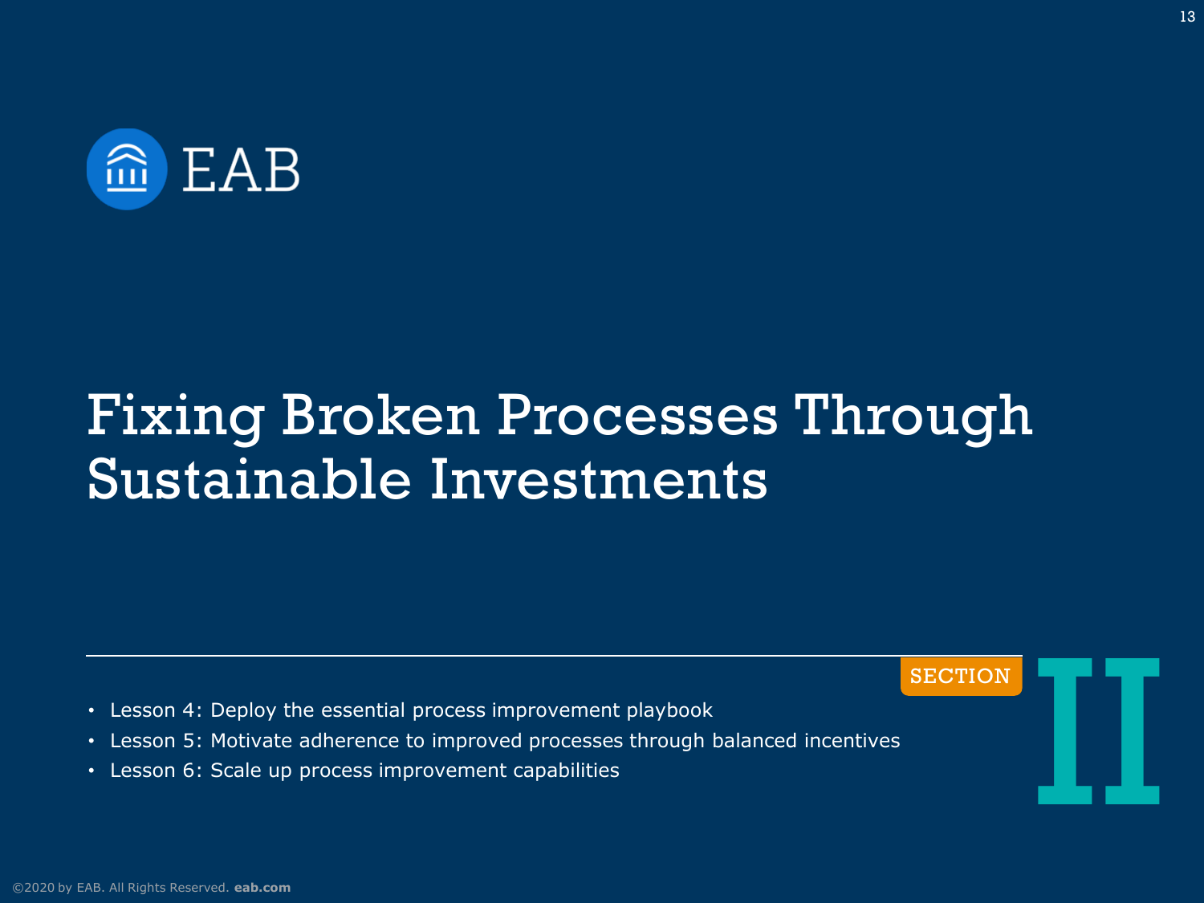EAB

# Fixing Broken Processes Through Sustainable Investments

SECTION II

- Lesson 4: Deploy the essential process improvement playbook
- Lesson 5: Motivate adherence to improved processes through balanced incentives
- Lesson 6: Scale up process improvement capabilities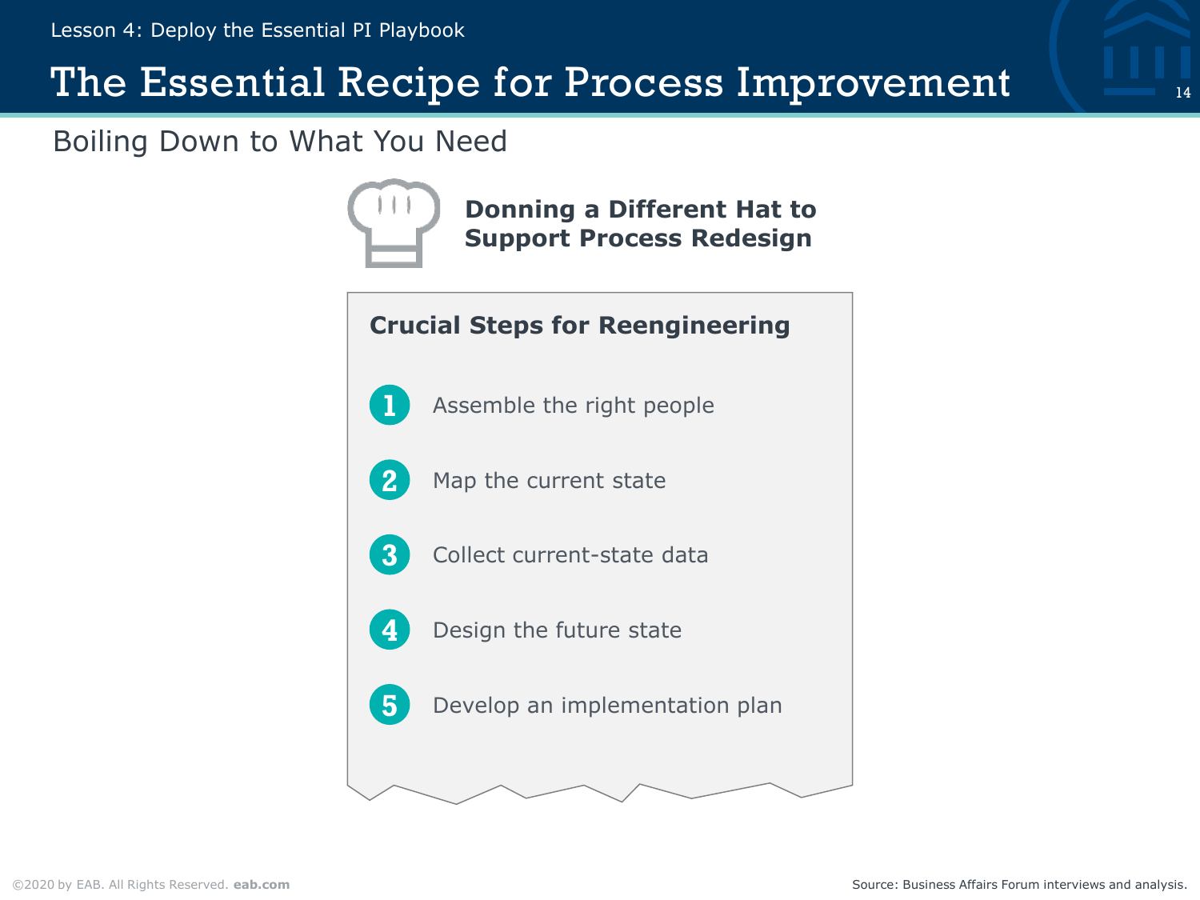# The Essential Recipe for Process Improvement

## Boiling Down to What You Need

**Donning a Different Hat to Support Process Redesign**

### Crucial Steps for Reengineering

1. Assemble the right people
2. Map the current state
3. Collect current-state data
4. Design the future state
5. Develop an implementation plan

Source: Business Affairs Forum interviews and analysis.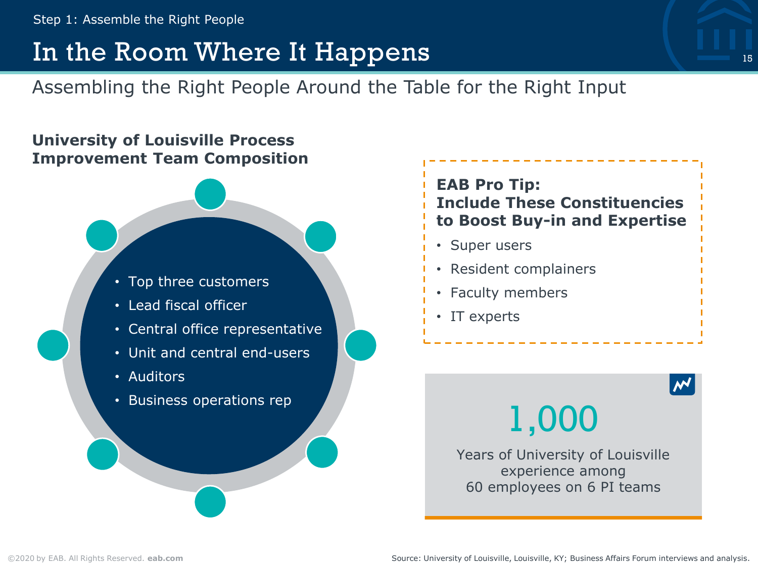Step 1: Assemble the Right People

# In the Room Where It Happens

## Assembling the Right People Around the Table for the Right Input

### University of Louisville Process Improvement Team Composition

- Top three customers
- Lead fiscal officer
- Central office representative
- Unit and central end-users
- Auditors
- Business operations rep

**EAB Pro Tip:**
**Include These Constituencies to Boost Buy-in and Expertise**

- Super users
- Resident complainers
- Faculty members
- IT experts

**1,000**

Years of University of Louisville experience among 60 employees on 6 PI teams

Source: University of Louisville, Louisville, KY; Business Affairs Forum interviews and analysis.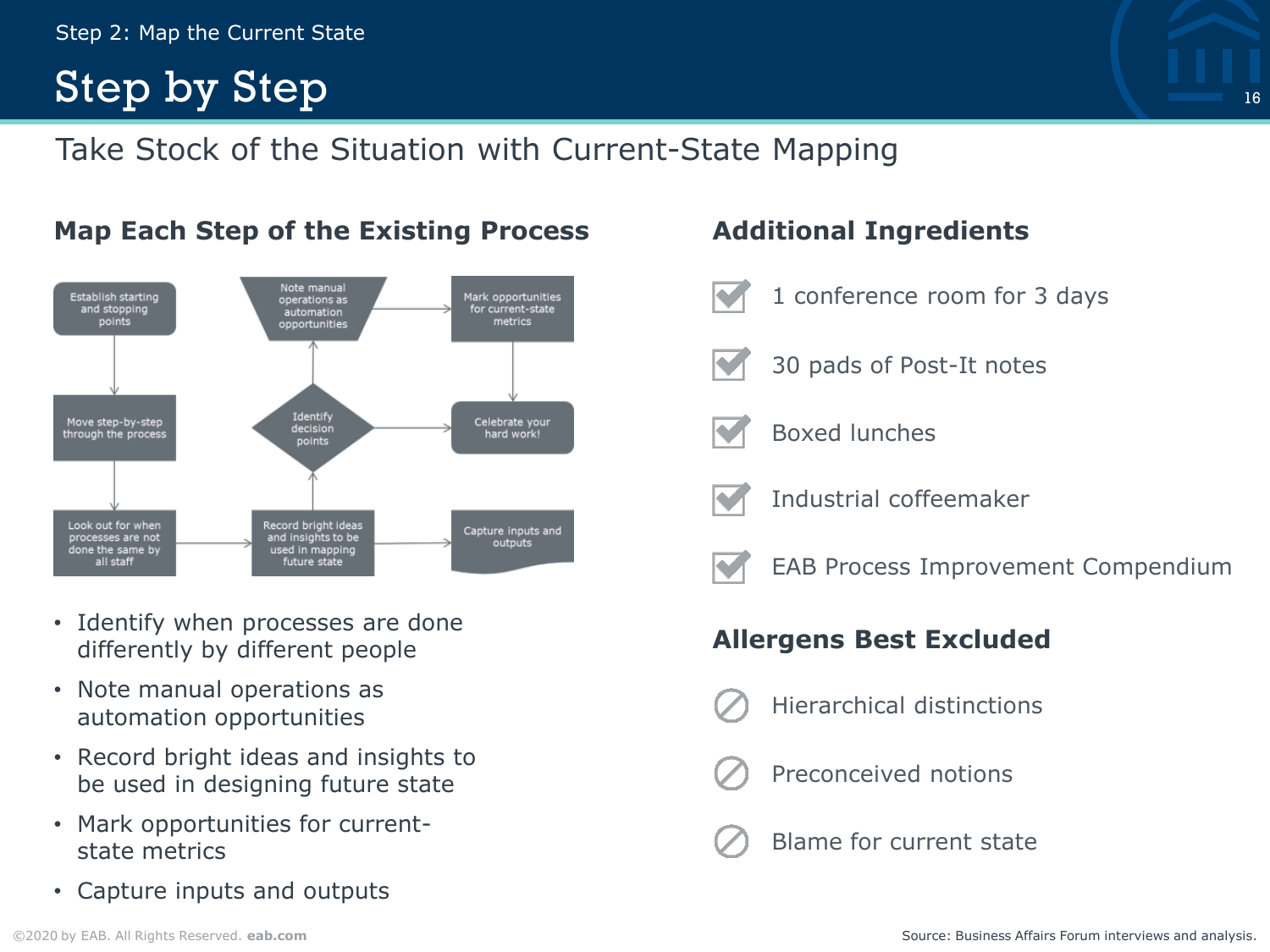Step 2: Map the Current State

# Step by Step

## Take Stock of the Situation with Current-State Mapping

### Map Each Step of the Existing Process

- Establish starting and stopping points
- Move step-by-step through the process
- Look out for when processes are not done the same by all staff
- Record bright ideas and insights to be used in mapping future state
- Identify decision points
- Note manual operations as automation opportunities
- Mark opportunities for current-state metrics
- Celebrate your hard work!
- Capture inputs and outputs

- Identify when processes are done differently by different people
- Note manual operations as automation opportunities
- Record bright ideas and insights to be used in designing future state
- Mark opportunities for current-state metrics
- Capture inputs and outputs

### Additional Ingredients

- ☑ 1 conference room for 3 days
- ☑ 30 pads of Post-It notes
- ☑ Boxed lunches
- ☑ Industrial coffeemaker
- ☑ EAB Process Improvement Compendium

### Allergens Best Excluded

- ⊘ Hierarchical distinctions
- ⊘ Preconceived notions
- ⊘ Blame for current state

Source: Business Affairs Forum interviews and analysis.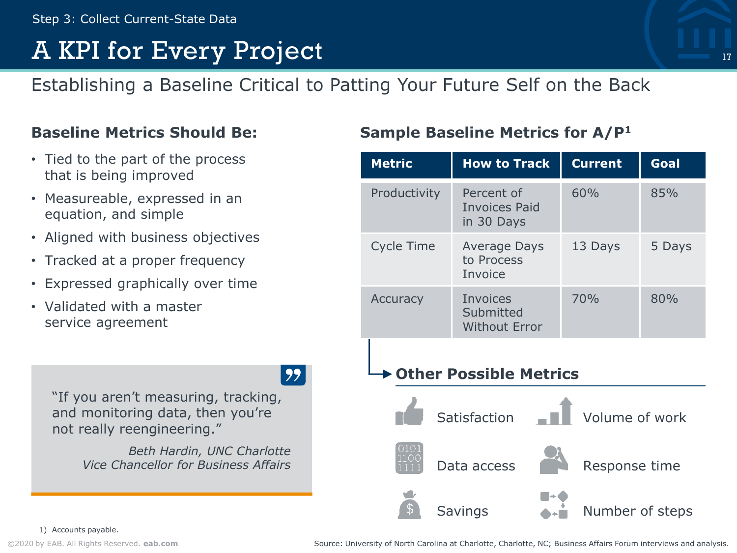Step 3: Collect Current-State Data

# A KPI for Every Project

## Establishing a Baseline Critical to Patting Your Future Self on the Back

### Baseline Metrics Should Be:

- Tied to the part of the process that is being improved
- Measureable, expressed in an equation, and simple
- Aligned with business objectives
- Tracked at a proper frequency
- Expressed graphically over time
- Validated with a master service agreement

> "If you aren't measuring, tracking, and monitoring data, then you're not really reengineering."
>
> *Beth Hardin, UNC Charlotte Vice Chancellor for Business Affairs*

### Sample Baseline Metrics for A/P[1]

| Metric | How to Track | Current | Goal |
|---|---|---|---|
| Productivity | Percent of Invoices Paid in 30 Days | 60% | 85% |
| Cycle Time | Average Days to Process Invoice | 13 Days | 5 Days |
| Accuracy | Invoices Submitted Without Error | 70% | 80% |

### Other Possible Metrics

- Satisfaction
- Volume of work
- Data access
- Response time
- Savings
- Number of steps

1) Accounts payable.

Source: University of North Carolina at Charlotte, Charlotte, NC; Business Affairs Forum interviews and analysis.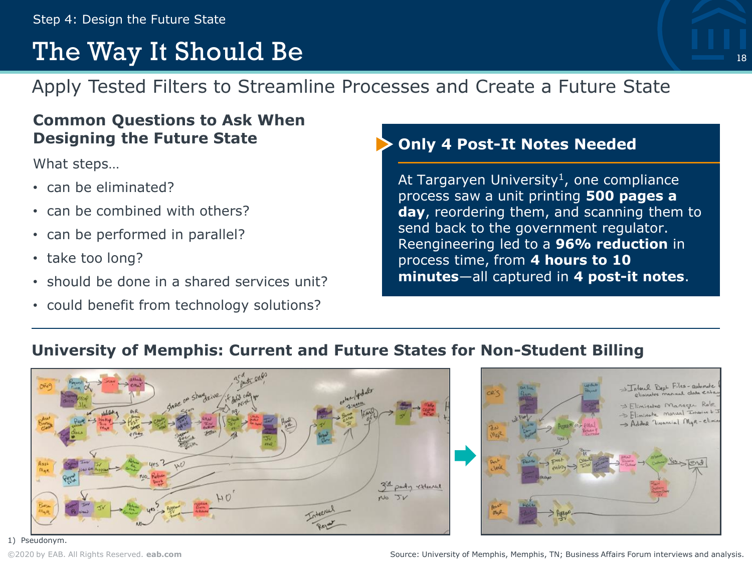Step 4: Design the Future State

# The Way It Should Be

## Apply Tested Filters to Streamline Processes and Create a Future State

### Common Questions to Ask When Designing the Future State

What steps…

- can be eliminated?
- can be combined with others?
- can be performed in parallel?
- take too long?
- should be done in a shared services unit?
- could benefit from technology solutions?

### Only 4 Post-It Notes Needed

At Targaryen University[1], one compliance process saw a unit printing **500 pages a day**, reordering them, and scanning them to send back to the government regulator. Reengineering led to a **96% reduction** in process time, from **4 hours to 10 minutes**—all captured in **4 post-it notes**.

### University of Memphis: Current and Future States for Non-Student Billing

1) Pseudonym.

©2020 by EAB. All Rights Reserved. eab.com

Source: University of Memphis, Memphis, TN; Business Affairs Forum interviews and analysis.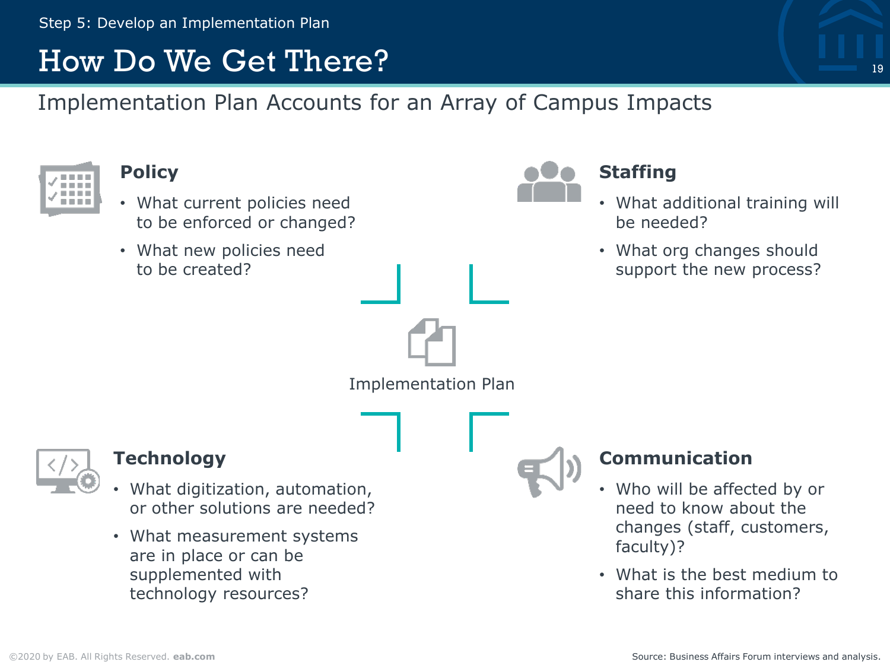Step 5: Develop an Implementation Plan

# How Do We Get There?

## Implementation Plan Accounts for an Array of Campus Impacts

### Policy

- What current policies need to be enforced or changed?
- What new policies need to be created?

### Staffing

- What additional training will be needed?
- What org changes should support the new process?

Implementation Plan

### Technology

- What digitization, automation, or other solutions are needed?
- What measurement systems are in place or can be supplemented with technology resources?

### Communication

- Who will be affected by or need to know about the changes (staff, customers, faculty)?
- What is the best medium to share this information?

Source: Business Affairs Forum interviews and analysis.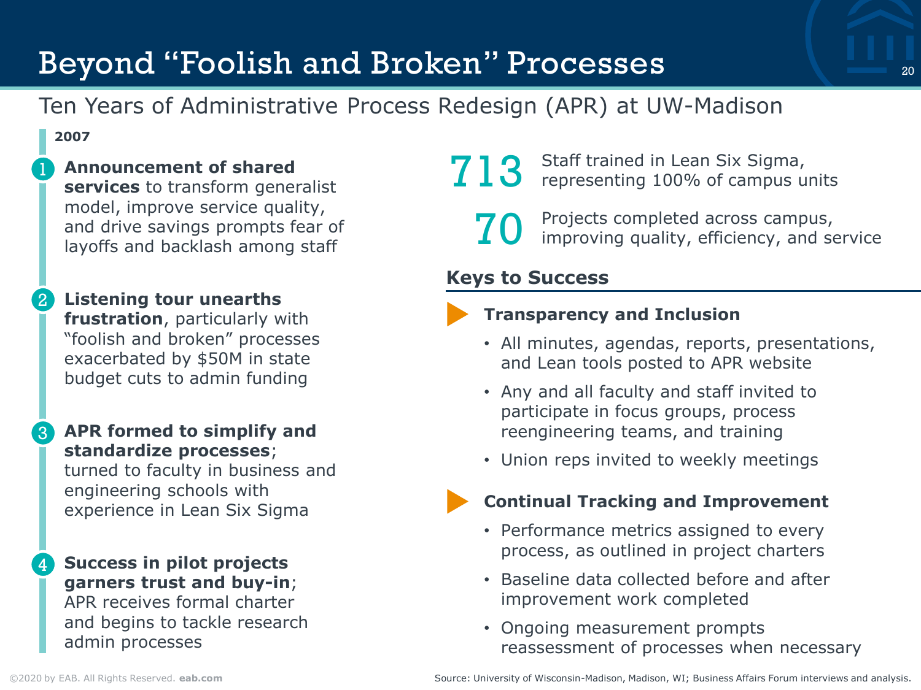# Beyond "Foolish and Broken" Processes

## Ten Years of Administrative Process Redesign (APR) at UW-Madison

**2007**

1. **Announcement of shared services** to transform generalist model, improve service quality, and drive savings prompts fear of layoffs and backlash among staff
2. **Listening tour unearths frustration**, particularly with "foolish and broken" processes exacerbated by $50M in state budget cuts to admin funding
3. **APR formed to simplify and standardize processes**; turned to faculty in business and engineering schools with experience in Lean Six Sigma
4. **Success in pilot projects garners trust and buy-in**; APR receives formal charter and begins to tackle research admin processes

**713** Staff trained in Lean Six Sigma, representing 100% of campus units

**70** Projects completed across campus, improving quality, efficiency, and service

### Keys to Success

**Transparency and Inclusion**

- All minutes, agendas, reports, presentations, and Lean tools posted to APR website
- Any and all faculty and staff invited to participate in focus groups, process reengineering teams, and training
- Union reps invited to weekly meetings

**Continual Tracking and Improvement**

- Performance metrics assigned to every process, as outlined in project charters
- Baseline data collected before and after improvement work completed
- Ongoing measurement prompts reassessment of processes when necessary

Source: University of Wisconsin-Madison, Madison, WI; Business Affairs Forum interviews and analysis.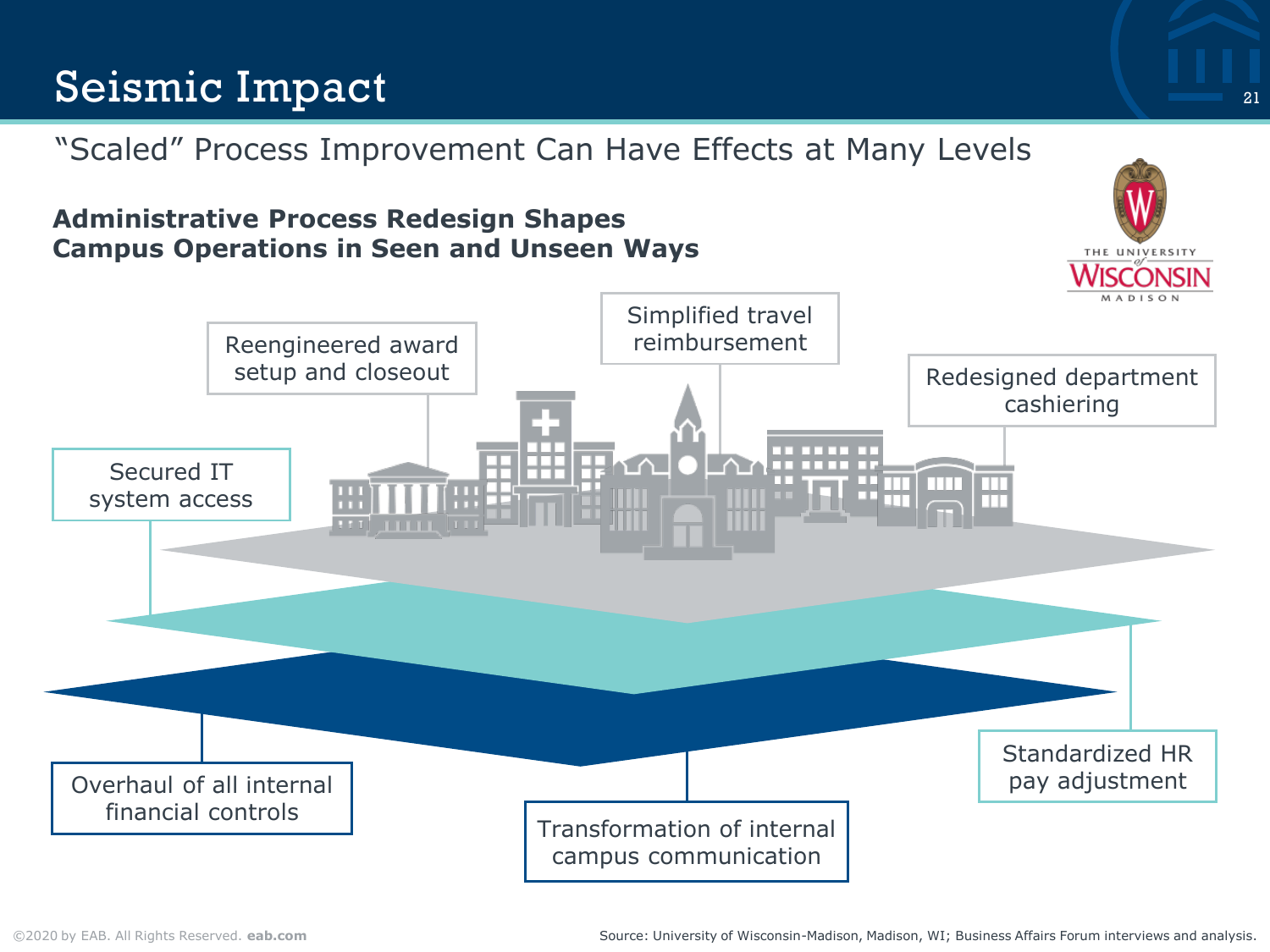# Seismic Impact

"Scaled" Process Improvement Can Have Effects at Many Levels

**Administrative Process Redesign Shapes Campus Operations in Seen and Unseen Ways**

- Reengineered award setup and closeout
- Simplified travel reimbursement
- Redesigned department cashiering
- Secured IT system access
- Standardized HR pay adjustment
- Overhaul of all internal financial controls
- Transformation of internal campus communication

©2020 by EAB. All Rights Reserved. **eab.com**

Source: University of Wisconsin-Madison, Madison, WI; Business Affairs Forum interviews and analysis.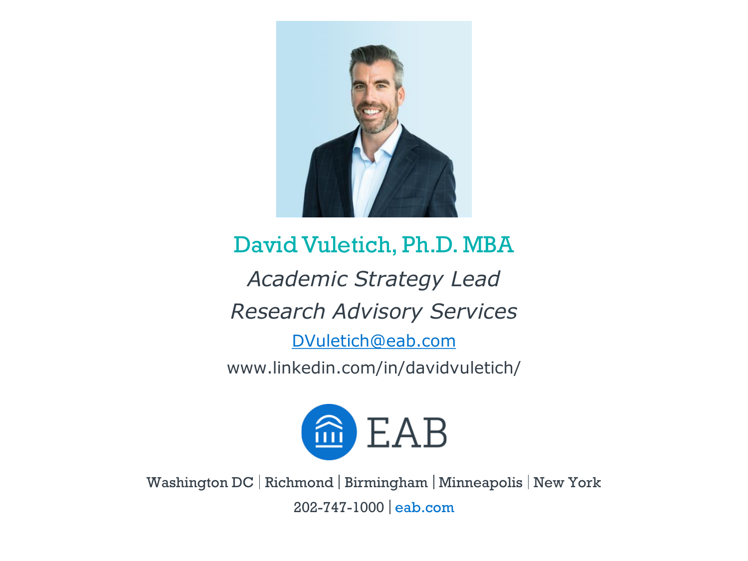## David Vuletich, Ph.D. MBA

*Academic Strategy Lead*

*Research Advisory Services*

DVuletich@eab.com

www.linkedin.com/in/davidvuletich/

EAB

Washington DC | Richmond | Birmingham | Minneapolis | New York

202-747-1000 | eab.com